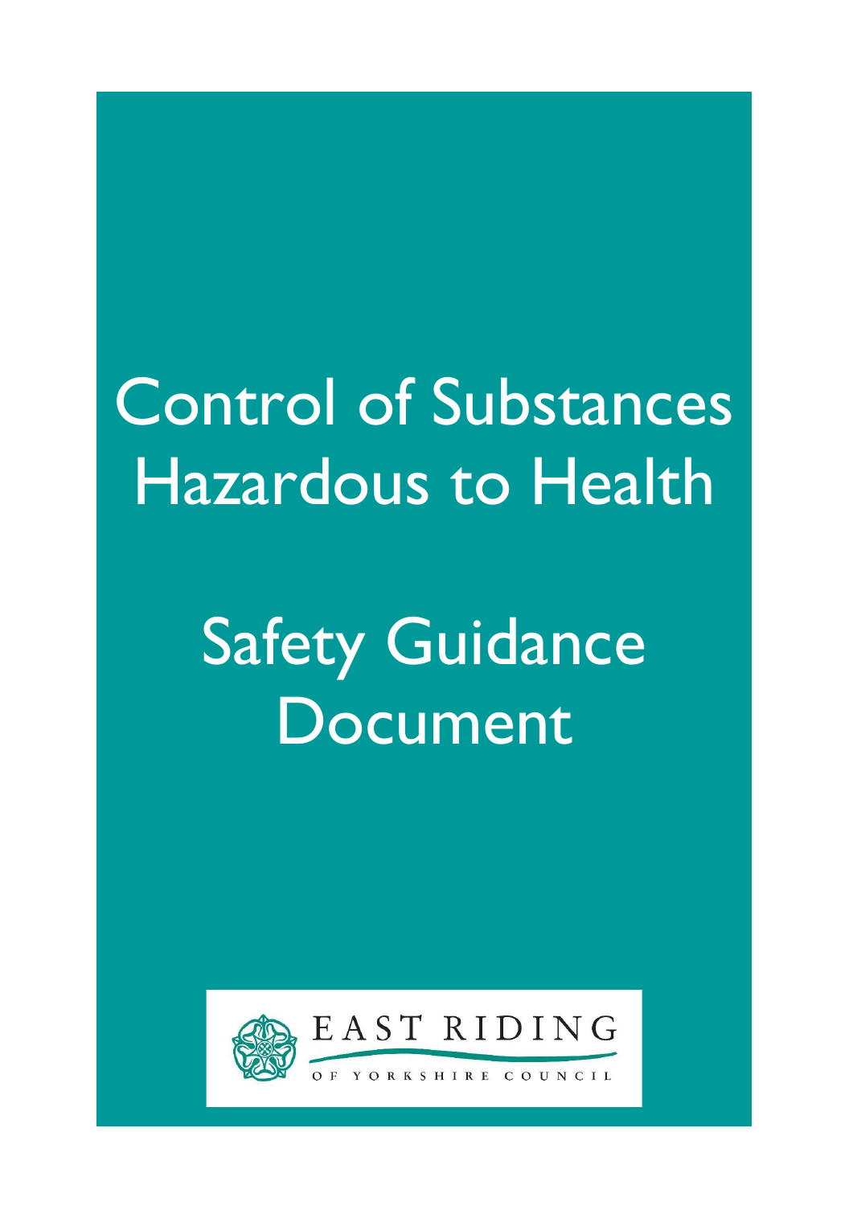# Control of Substances Hazardous to Health

# Safety Guidance Document

EAST RIDING OF YORKSHIRE COUNCIL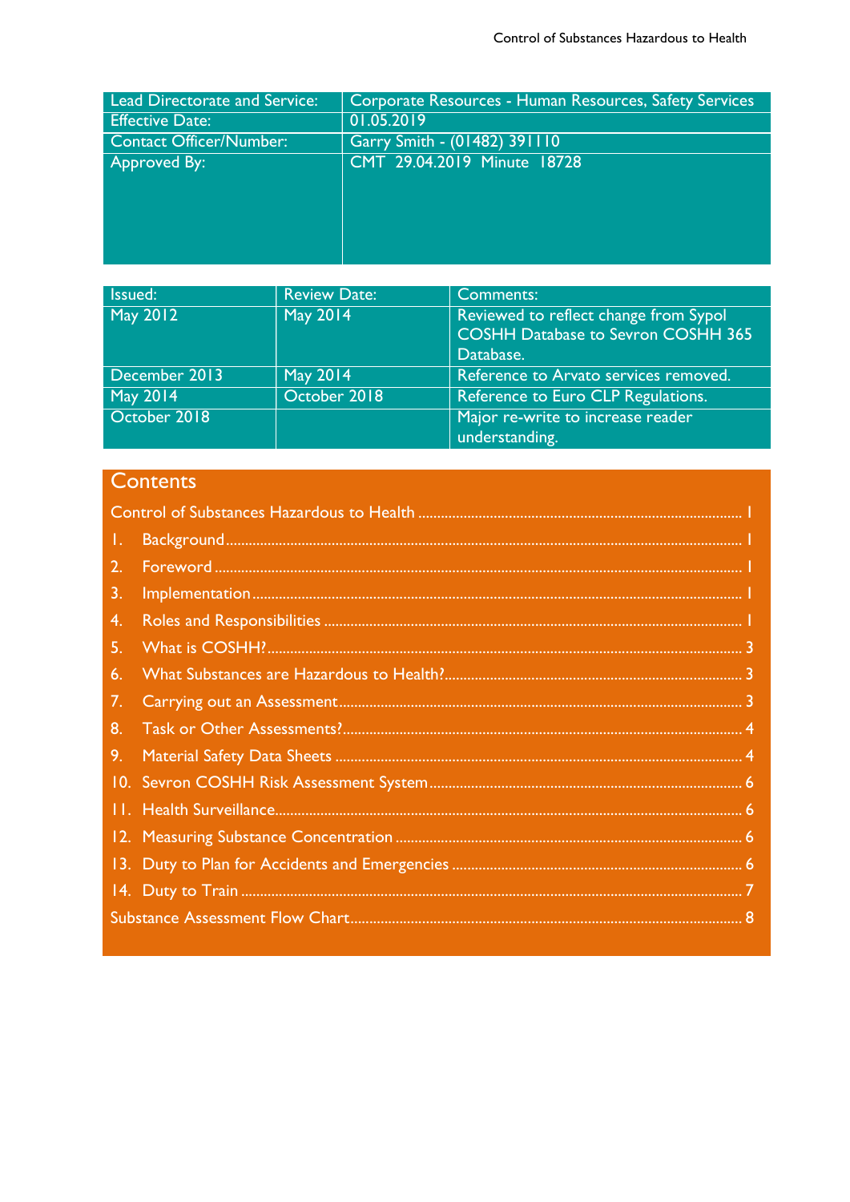| Lead Directorate and Service: | Corporate Resources - Human Resources, Safety Services |
|---|---|
| Effective Date: | 01.05.2019 |
| Contact Officer/Number: | Garry Smith - (01482) 391110 |
| Approved By: | CMT 29.04.2019 Minute 18728 |

| Issued: | Review Date: | Comments: |
|---|---|---|
| May 2012 | May 2014 | Reviewed to reflect change from Sypol COSHH Database to Sevron COSHH 365 Database. |
| December 2013 | May 2014 | Reference to Arvato services removed. |
| May 2014 | October 2018 | Reference to Euro CLP Regulations. |
| October 2018 | | Major re-write to increase reader understanding. |

## Contents

Control of Substances Hazardous to Health ..... 1

1. Background ..... 1
2. Foreword ..... 1
3. Implementation ..... 1
4. Roles and Responsibilities ..... 1
5. What is COSHH? ..... 3
6. What Substances are Hazardous to Health? ..... 3
7. Carrying out an Assessment ..... 3
8. Task or Other Assessments? ..... 4
9. Material Safety Data Sheets ..... 4
10. Sevron COSHH Risk Assessment System ..... 6
11. Health Surveillance ..... 6
12. Measuring Substance Concentration ..... 6
13. Duty to Plan for Accidents and Emergencies ..... 6
14. Duty to Train ..... 7

Substance Assessment Flow Chart ..... 8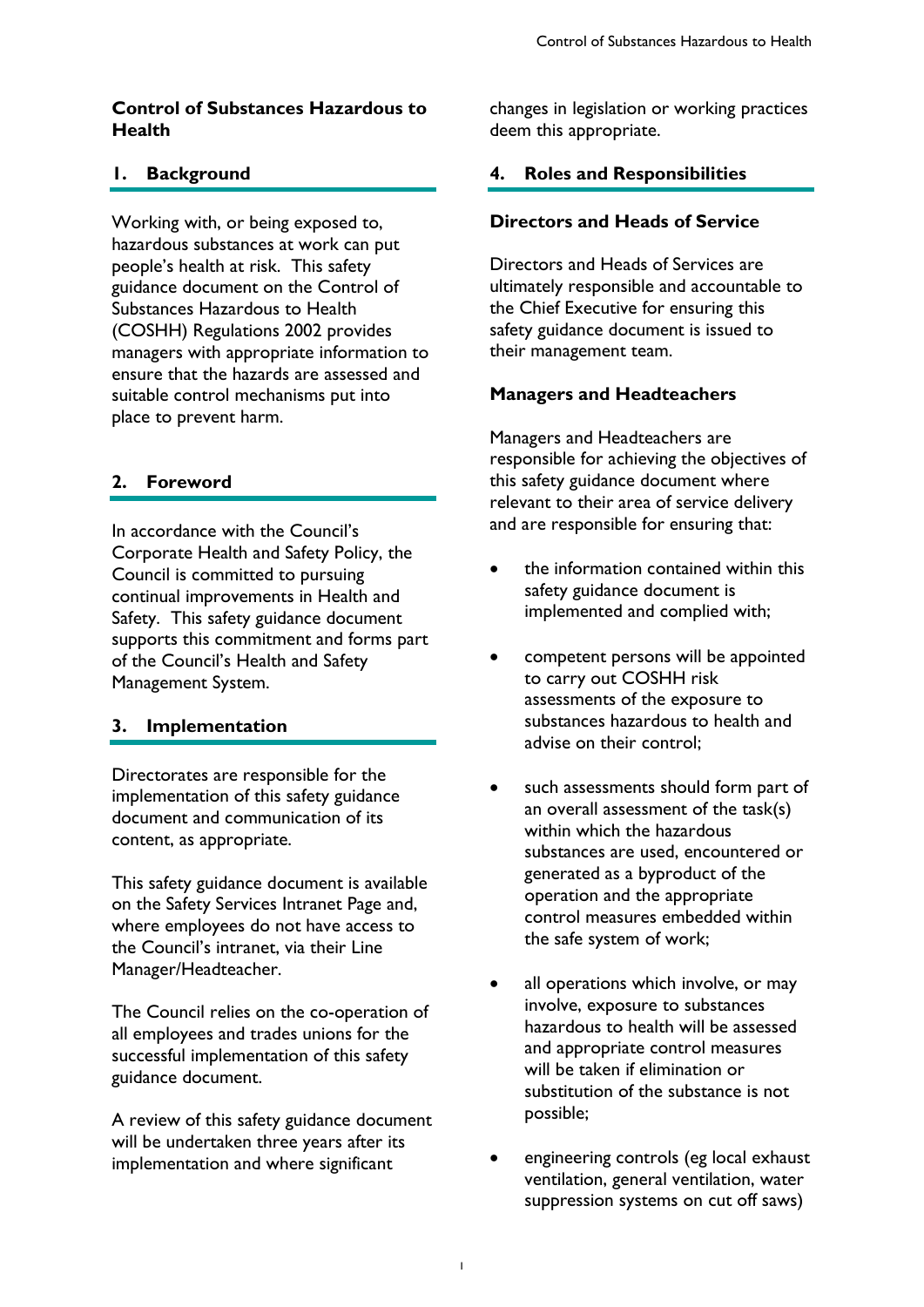# Control of Substances Hazardous to Health

## 1. Background

Working with, or being exposed to, hazardous substances at work can put people's health at risk. This safety guidance document on the Control of Substances Hazardous to Health (COSHH) Regulations 2002 provides managers with appropriate information to ensure that the hazards are assessed and suitable control mechanisms put into place to prevent harm.

## 2. Foreword

In accordance with the Council's Corporate Health and Safety Policy, the Council is committed to pursuing continual improvements in Health and Safety. This safety guidance document supports this commitment and forms part of the Council's Health and Safety Management System.

## 3. Implementation

Directorates are responsible for the implementation of this safety guidance document and communication of its content, as appropriate.

This safety guidance document is available on the Safety Services Intranet Page and, where employees do not have access to the Council's intranet, via their Line Manager/Headteacher.

The Council relies on the co-operation of all employees and trades unions for the successful implementation of this safety guidance document.

A review of this safety guidance document will be undertaken three years after its implementation and where significant changes in legislation or working practices deem this appropriate.

## 4. Roles and Responsibilities

### Directors and Heads of Service

Directors and Heads of Services are ultimately responsible and accountable to the Chief Executive for ensuring this safety guidance document is issued to their management team.

### Managers and Headteachers

Managers and Headteachers are responsible for achieving the objectives of this safety guidance document where relevant to their area of service delivery and are responsible for ensuring that:

- the information contained within this safety guidance document is implemented and complied with;
- competent persons will be appointed to carry out COSHH risk assessments of the exposure to substances hazardous to health and advise on their control;
- such assessments should form part of an overall assessment of the task(s) within which the hazardous substances are used, encountered or generated as a byproduct of the operation and the appropriate control measures embedded within the safe system of work;
- all operations which involve, or may involve, exposure to substances hazardous to health will be assessed and appropriate control measures will be taken if elimination or substitution of the substance is not possible;
- engineering controls (eg local exhaust ventilation, general ventilation, water suppression systems on cut off saws)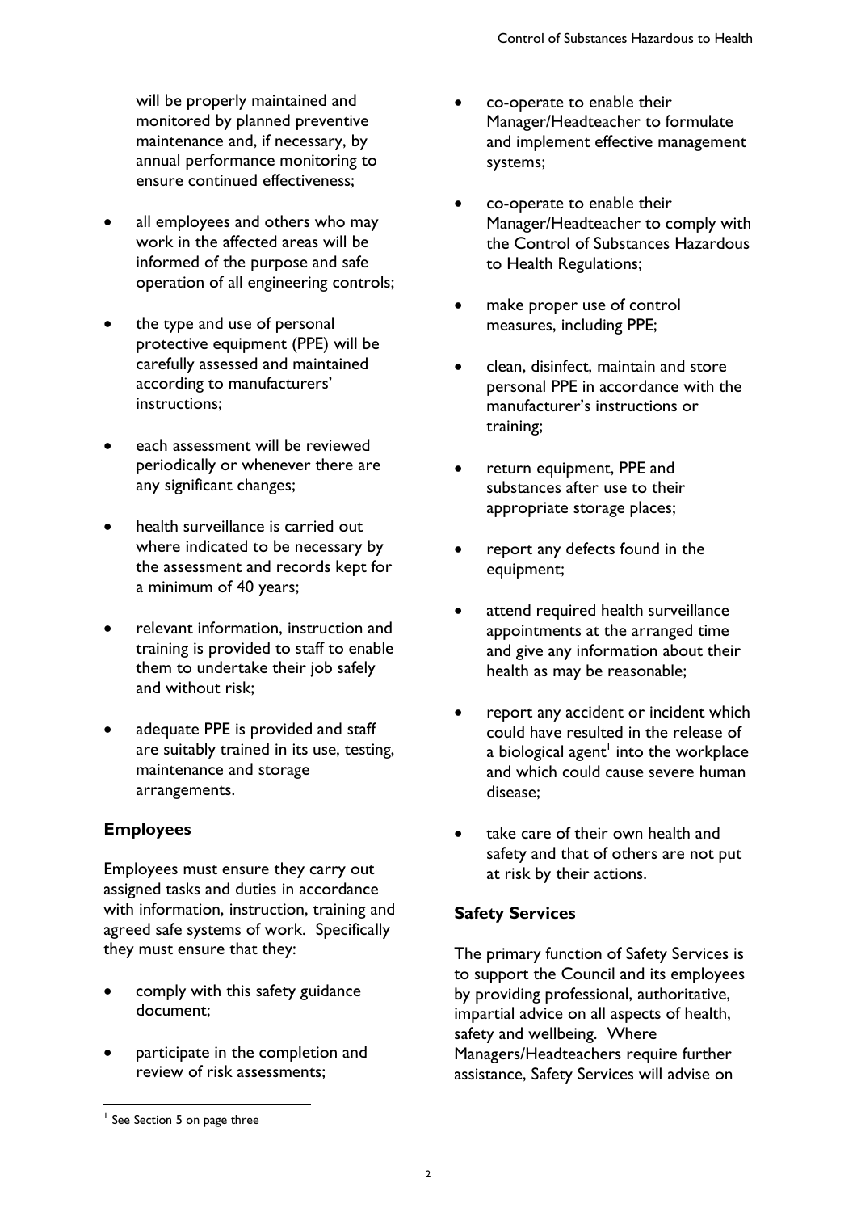will be properly maintained and monitored by planned preventive maintenance and, if necessary, by annual performance monitoring to ensure continued effectiveness;

- all employees and others who may work in the affected areas will be informed of the purpose and safe operation of all engineering controls;
- the type and use of personal protective equipment (PPE) will be carefully assessed and maintained according to manufacturers' instructions;
- each assessment will be reviewed periodically or whenever there are any significant changes;
- health surveillance is carried out where indicated to be necessary by the assessment and records kept for a minimum of 40 years;
- relevant information, instruction and training is provided to staff to enable them to undertake their job safely and without risk;
- adequate PPE is provided and staff are suitably trained in its use, testing, maintenance and storage arrangements.

### Employees

Employees must ensure they carry out assigned tasks and duties in accordance with information, instruction, training and agreed safe systems of work. Specifically they must ensure that they:

- comply with this safety guidance document;
- participate in the completion and review of risk assessments;
- co-operate to enable their Manager/Headteacher to formulate and implement effective management systems;
- co-operate to enable their Manager/Headteacher to comply with the Control of Substances Hazardous to Health Regulations;
- make proper use of control measures, including PPE;
- clean, disinfect, maintain and store personal PPE in accordance with the manufacturer's instructions or training;
- return equipment, PPE and substances after use to their appropriate storage places;
- report any defects found in the equipment;
- attend required health surveillance appointments at the arranged time and give any information about their health as may be reasonable;
- report any accident or incident which could have resulted in the release of a biological agent[1] into the workplace and which could cause severe human disease;
- take care of their own health and safety and that of others are not put at risk by their actions.

### Safety Services

The primary function of Safety Services is to support the Council and its employees by providing professional, authoritative, impartial advice on all aspects of health, safety and wellbeing. Where Managers/Headteachers require further assistance, Safety Services will advise on

[1] See Section 5 on page three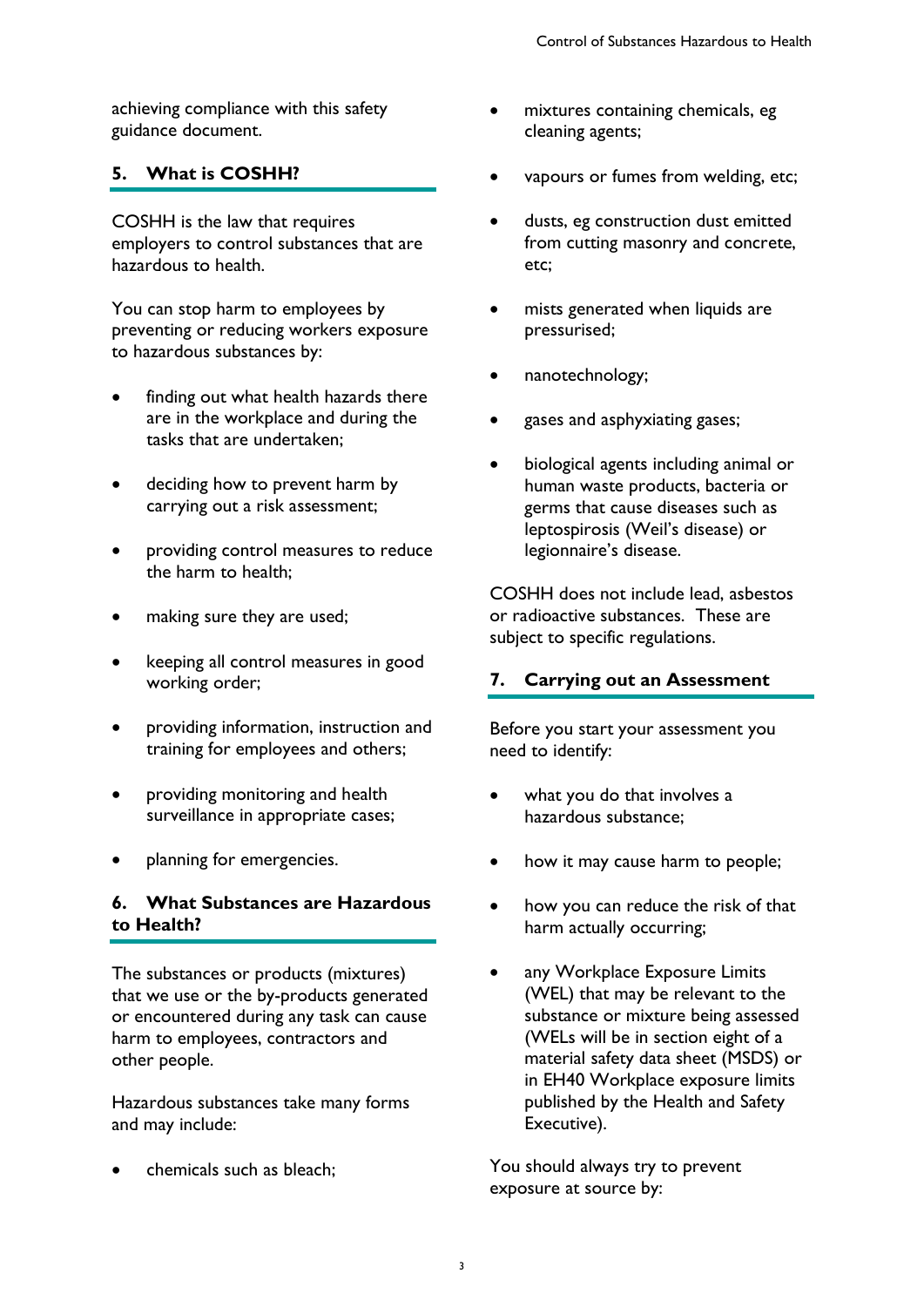achieving compliance with this safety guidance document.

## 5. What is COSHH?

COSHH is the law that requires employers to control substances that are hazardous to health.

You can stop harm to employees by preventing or reducing workers exposure to hazardous substances by:

- finding out what health hazards there are in the workplace and during the tasks that are undertaken;
- deciding how to prevent harm by carrying out a risk assessment;
- providing control measures to reduce the harm to health;
- making sure they are used;
- keeping all control measures in good working order;
- providing information, instruction and training for employees and others;
- providing monitoring and health surveillance in appropriate cases;
- planning for emergencies.

## 6. What Substances are Hazardous to Health?

The substances or products (mixtures) that we use or the by-products generated or encountered during any task can cause harm to employees, contractors and other people.

Hazardous substances take many forms and may include:

- chemicals such as bleach;
- mixtures containing chemicals, eg cleaning agents;
- vapours or fumes from welding, etc;
- dusts, eg construction dust emitted from cutting masonry and concrete, etc;
- mists generated when liquids are pressurised;
- nanotechnology;
- gases and asphyxiating gases;
- biological agents including animal or human waste products, bacteria or germs that cause diseases such as leptospirosis (Weil's disease) or legionnaire's disease.

COSHH does not include lead, asbestos or radioactive substances. These are subject to specific regulations.

## 7. Carrying out an Assessment

Before you start your assessment you need to identify:

- what you do that involves a hazardous substance;
- how it may cause harm to people;
- how you can reduce the risk of that harm actually occurring;
- any Workplace Exposure Limits (WEL) that may be relevant to the substance or mixture being assessed (WELs will be in section eight of a material safety data sheet (MSDS) or in EH40 Workplace exposure limits published by the Health and Safety Executive).

You should always try to prevent exposure at source by: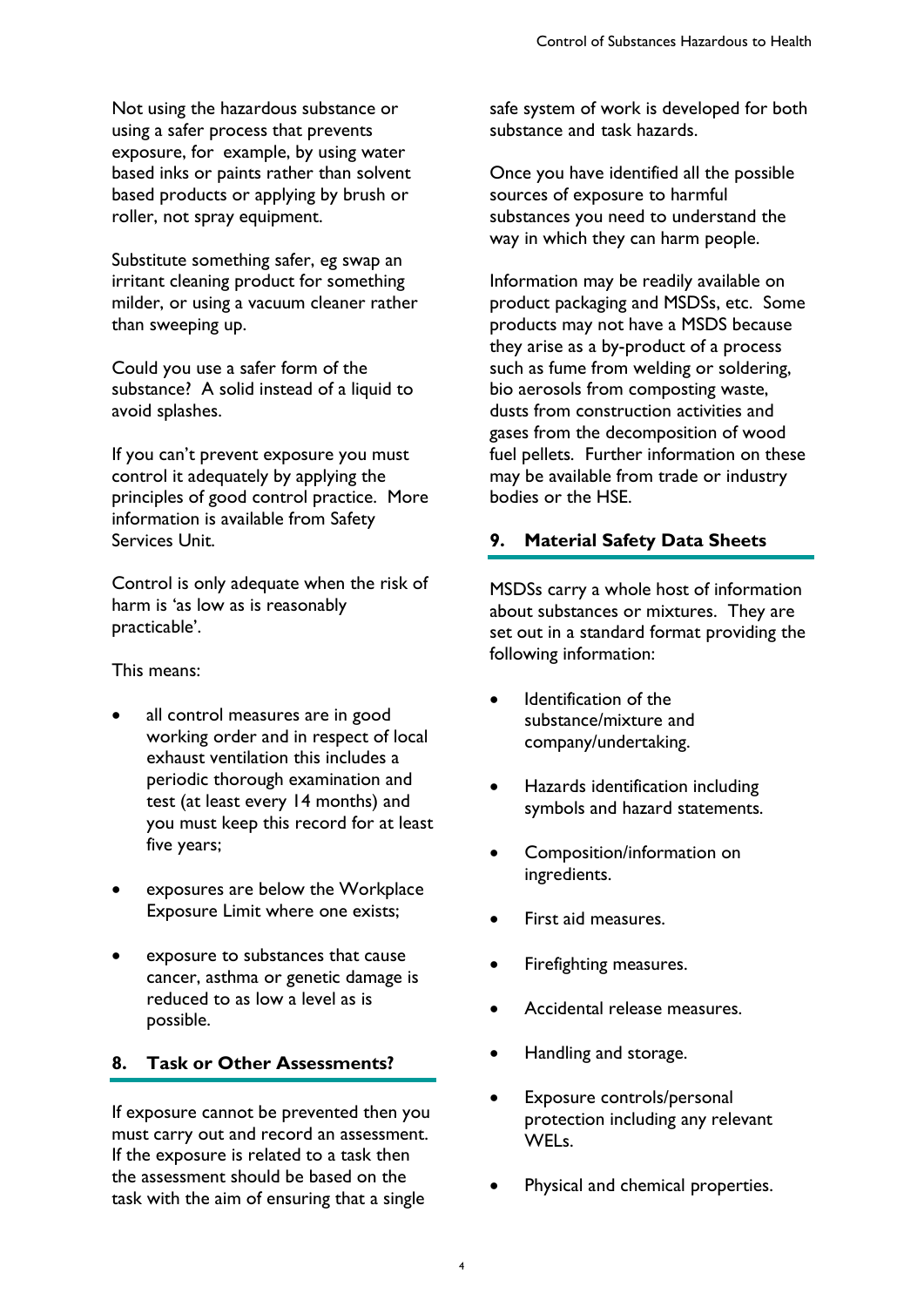Not using the hazardous substance or using a safer process that prevents exposure, for example, by using water based inks or paints rather than solvent based products or applying by brush or roller, not spray equipment.

Substitute something safer, eg swap an irritant cleaning product for something milder, or using a vacuum cleaner rather than sweeping up.

Could you use a safer form of the substance? A solid instead of a liquid to avoid splashes.

If you can't prevent exposure you must control it adequately by applying the principles of good control practice. More information is available from Safety Services Unit.

Control is only adequate when the risk of harm is 'as low as is reasonably practicable'.

This means:

- all control measures are in good working order and in respect of local exhaust ventilation this includes a periodic thorough examination and test (at least every 14 months) and you must keep this record for at least five years;
- exposures are below the Workplace Exposure Limit where one exists;
- exposure to substances that cause cancer, asthma or genetic damage is reduced to as low a level as is possible.

## 8. Task or Other Assessments?

If exposure cannot be prevented then you must carry out and record an assessment. If the exposure is related to a task then the assessment should be based on the task with the aim of ensuring that a single safe system of work is developed for both substance and task hazards.

Once you have identified all the possible sources of exposure to harmful substances you need to understand the way in which they can harm people.

Information may be readily available on product packaging and MSDSs, etc. Some products may not have a MSDS because they arise as a by-product of a process such as fume from welding or soldering, bio aerosols from composting waste, dusts from construction activities and gases from the decomposition of wood fuel pellets. Further information on these may be available from trade or industry bodies or the HSE.

## 9. Material Safety Data Sheets

MSDSs carry a whole host of information about substances or mixtures. They are set out in a standard format providing the following information:

- Identification of the substance/mixture and company/undertaking.
- Hazards identification including symbols and hazard statements.
- Composition/information on ingredients.
- First aid measures.
- Firefighting measures.
- Accidental release measures.
- Handling and storage.
- Exposure controls/personal protection including any relevant WELs.
- Physical and chemical properties.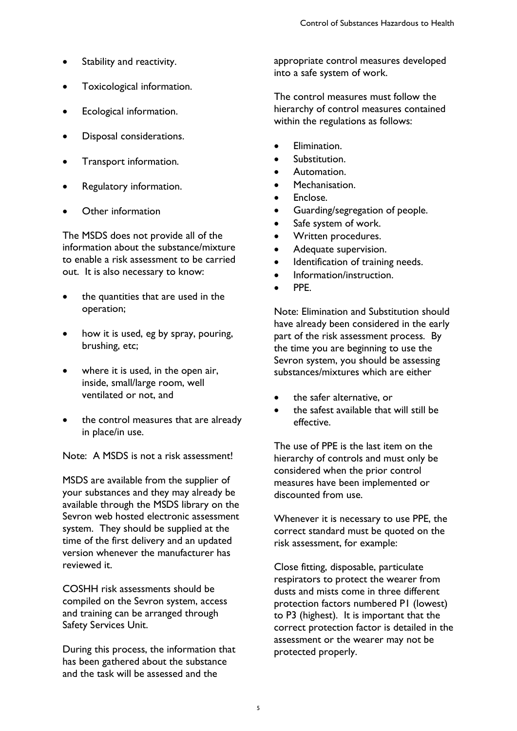- Stability and reactivity.
- Toxicological information.
- Ecological information.
- Disposal considerations.
- Transport information.
- Regulatory information.
- Other information

The MSDS does not provide all of the information about the substance/mixture to enable a risk assessment to be carried out. It is also necessary to know:

- the quantities that are used in the operation;
- how it is used, eg by spray, pouring, brushing, etc;
- where it is used, in the open air, inside, small/large room, well ventilated or not, and
- the control measures that are already in place/in use.

Note: A MSDS is not a risk assessment!

MSDS are available from the supplier of your substances and they may already be available through the MSDS library on the Sevron web hosted electronic assessment system. They should be supplied at the time of the first delivery and an updated version whenever the manufacturer has reviewed it.

COSHH risk assessments should be compiled on the Sevron system, access and training can be arranged through Safety Services Unit.

During this process, the information that has been gathered about the substance and the task will be assessed and the appropriate control measures developed into a safe system of work.

The control measures must follow the hierarchy of control measures contained within the regulations as follows:

- Elimination.
- Substitution.
- Automation.
- Mechanisation.
- Enclose.
- Guarding/segregation of people.
- Safe system of work.
- Written procedures.
- Adequate supervision.
- Identification of training needs.
- Information/instruction.
- PPE.

Note: Elimination and Substitution should have already been considered in the early part of the risk assessment process. By the time you are beginning to use the Sevron system, you should be assessing substances/mixtures which are either

- the safer alternative, or
- the safest available that will still be effective.

The use of PPE is the last item on the hierarchy of controls and must only be considered when the prior control measures have been implemented or discounted from use.

Whenever it is necessary to use PPE, the correct standard must be quoted on the risk assessment, for example:

Close fitting, disposable, particulate respirators to protect the wearer from dusts and mists come in three different protection factors numbered P1 (lowest) to P3 (highest). It is important that the correct protection factor is detailed in the assessment or the wearer may not be protected properly.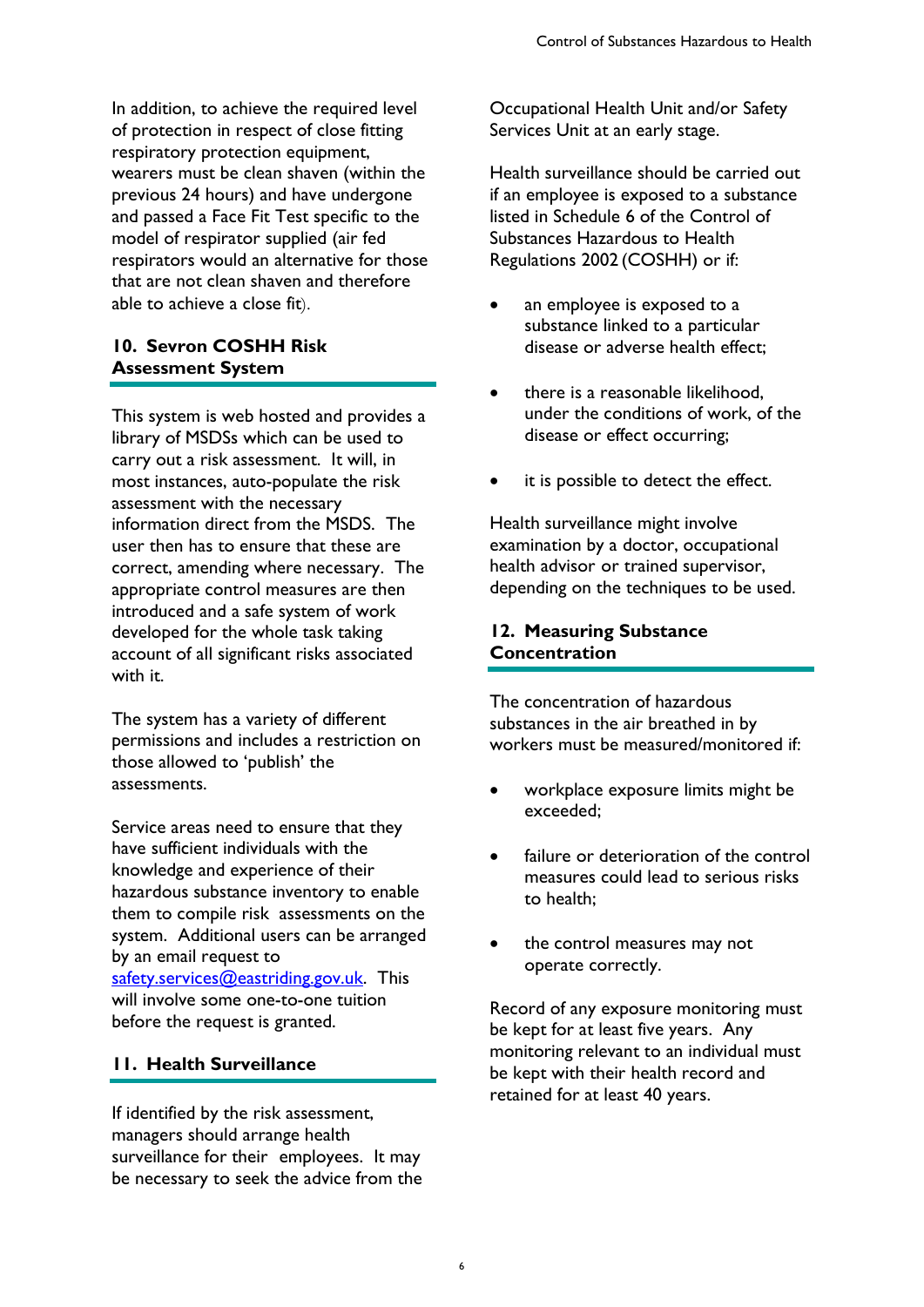In addition, to achieve the required level of protection in respect of close fitting respiratory protection equipment, wearers must be clean shaven (within the previous 24 hours) and have undergone and passed a Face Fit Test specific to the model of respirator supplied (air fed respirators would an alternative for those that are not clean shaven and therefore able to achieve a close fit).

## 10. Sevron COSHH Risk Assessment System

This system is web hosted and provides a library of MSDSs which can be used to carry out a risk assessment. It will, in most instances, auto-populate the risk assessment with the necessary information direct from the MSDS. The user then has to ensure that these are correct, amending where necessary. The appropriate control measures are then introduced and a safe system of work developed for the whole task taking account of all significant risks associated with it.

The system has a variety of different permissions and includes a restriction on those allowed to 'publish' the assessments.

Service areas need to ensure that they have sufficient individuals with the knowledge and experience of their hazardous substance inventory to enable them to compile risk assessments on the system. Additional users can be arranged by an email request to safety.services@eastriding.gov.uk. This will involve some one-to-one tuition before the request is granted.

## 11. Health Surveillance

If identified by the risk assessment, managers should arrange health surveillance for their employees. It may be necessary to seek the advice from the Occupational Health Unit and/or Safety Services Unit at an early stage.

Health surveillance should be carried out if an employee is exposed to a substance listed in Schedule 6 of the Control of Substances Hazardous to Health Regulations 2002 (COSHH) or if:

- an employee is exposed to a substance linked to a particular disease or adverse health effect;
- there is a reasonable likelihood, under the conditions of work, of the disease or effect occurring;
- it is possible to detect the effect.

Health surveillance might involve examination by a doctor, occupational health advisor or trained supervisor, depending on the techniques to be used.

## 12. Measuring Substance Concentration

The concentration of hazardous substances in the air breathed in by workers must be measured/monitored if:

- workplace exposure limits might be exceeded;
- failure or deterioration of the control measures could lead to serious risks to health;
- the control measures may not operate correctly.

Record of any exposure monitoring must be kept for at least five years. Any monitoring relevant to an individual must be kept with their health record and retained for at least 40 years.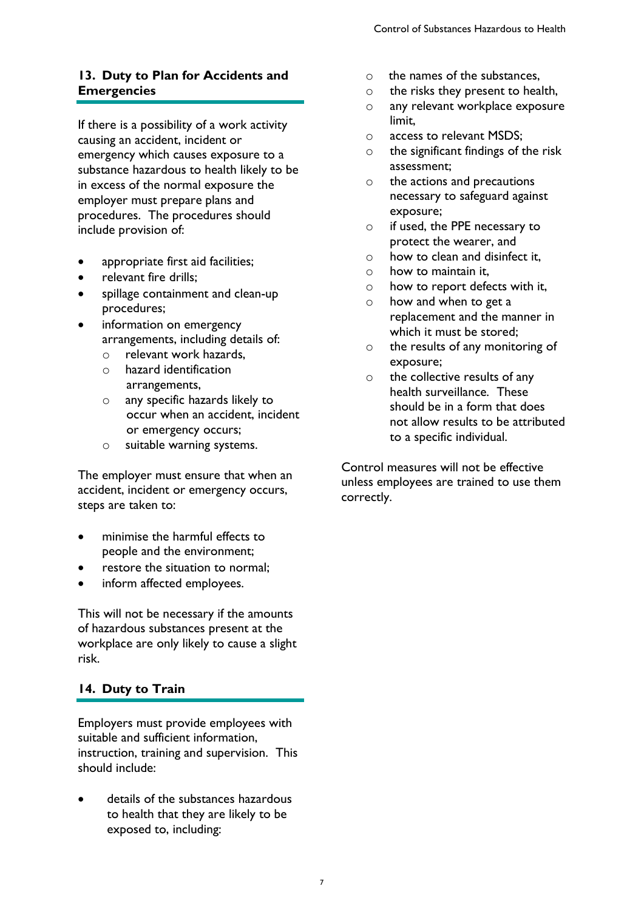## 13. Duty to Plan for Accidents and Emergencies

If there is a possibility of a work activity causing an accident, incident or emergency which causes exposure to a substance hazardous to health likely to be in excess of the normal exposure the employer must prepare plans and procedures. The procedures should include provision of:

- appropriate first aid facilities;
- relevant fire drills;
- spillage containment and clean-up procedures;
- information on emergency arrangements, including details of:
  - relevant work hazards,
  - hazard identification arrangements,
  - any specific hazards likely to occur when an accident, incident or emergency occurs;
  - suitable warning systems.

The employer must ensure that when an accident, incident or emergency occurs, steps are taken to:

- minimise the harmful effects to people and the environment;
- restore the situation to normal;
- inform affected employees.

This will not be necessary if the amounts of hazardous substances present at the workplace are only likely to cause a slight risk.

## 14. Duty to Train

Employers must provide employees with suitable and sufficient information, instruction, training and supervision. This should include:

- details of the substances hazardous to health that they are likely to be exposed to, including:
  - the names of the substances,
  - the risks they present to health,
  - any relevant workplace exposure limit,
  - access to relevant MSDS;
  - the significant findings of the risk assessment;
  - the actions and precautions necessary to safeguard against exposure;
  - if used, the PPE necessary to protect the wearer, and
  - how to clean and disinfect it,
  - how to maintain it,
  - how to report defects with it,
  - how and when to get a replacement and the manner in which it must be stored;
  - the results of any monitoring of exposure;
  - the collective results of any health surveillance. These should be in a form that does not allow results to be attributed to a specific individual.

Control measures will not be effective unless employees are trained to use them correctly.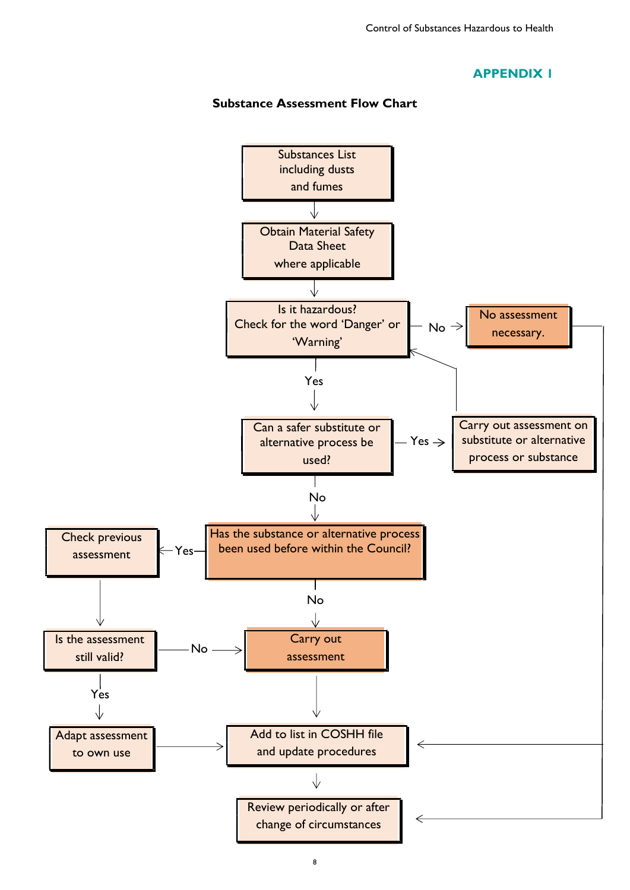## APPENDIX 1

### Substance Assessment Flow Chart

Substances List including dusts and fumes

Obtain Material Safety Data Sheet where applicable

Is it hazardous? Check for the word 'Danger' or 'Warning'

No

No assessment necessary.

Yes

Can a safer substitute or alternative process be used?

Yes

Carry out assessment on substitute or alternative process or substance

No

Has the substance or alternative process been used before within the Council?

Yes

Check previous assessment

No

Is the assessment still valid?

No

Carry out assessment

Yes

Adapt assessment to own use

Add to list in COSHH file and update procedures

Review periodically or after change of circumstances